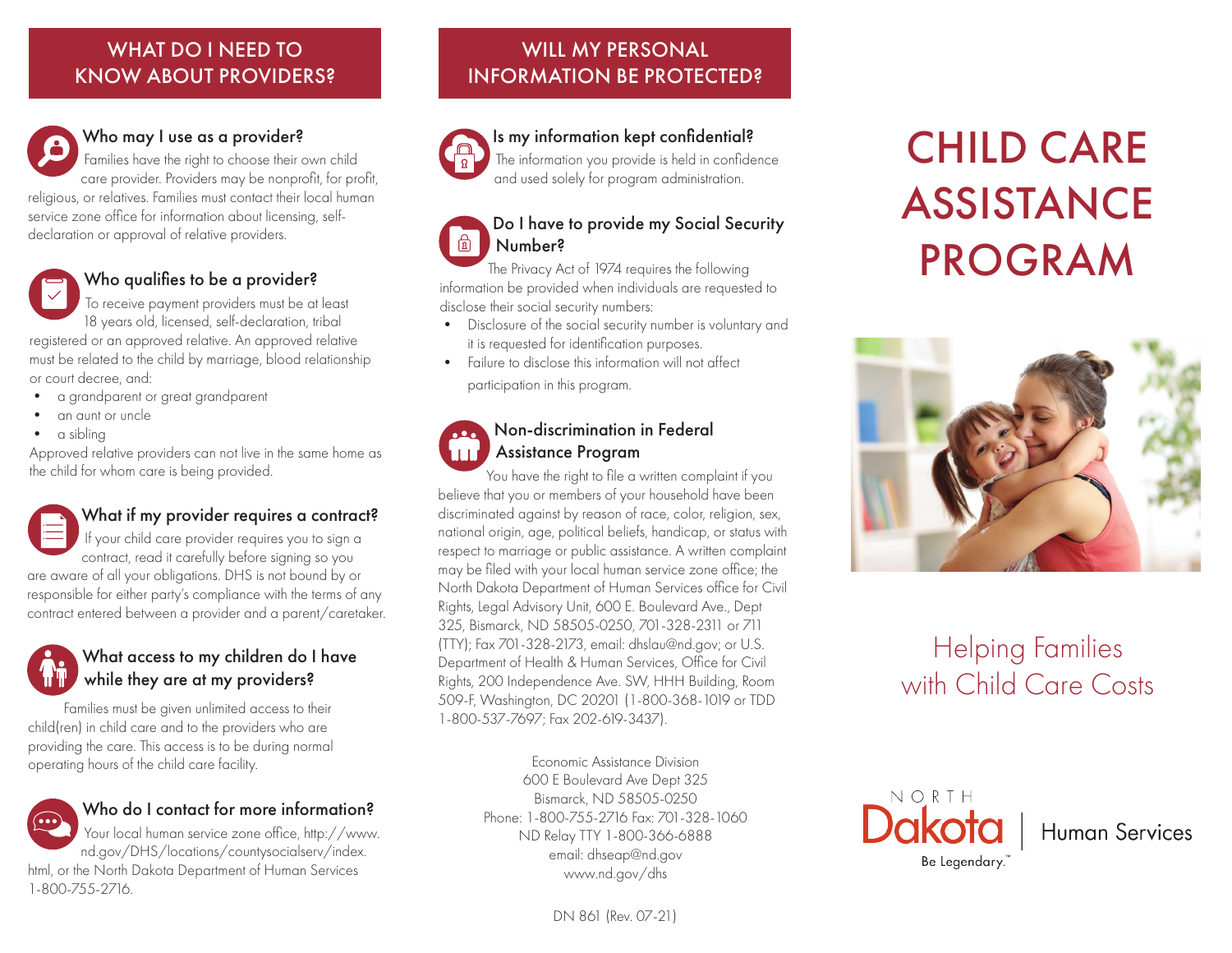## WHAT DO I NEED TO KNOW ABOUT PROVIDERS?

### Who may I use as a provider?

Families have the right to choose their own child care provider. Providers may be nonprofit, for profit, religious, or relatives. Families must contact their local human service zone office for information about licensing, self-declaration or approval of relative providers.

### Who qualifies to be a provider?

To receive payment providers must be at least 18 years old, licensed, self-declaration, tribal registered or an approved relative. An approved relative must be related to the child by marriage, blood relationship or court decree, and:

- a grandparent or great grandparent
- an aunt or uncle
- a sibling

Approved relative providers can not live in the same home as the child for whom care is being provided.

### What if my provider requires a contract?

If your child care provider requires you to sign a contract, read it carefully before signing so you are aware of all your obligations. DHS is not bound by or responsible for either party's compliance with the terms of any contract entered between a provider and a parent/caretaker.

### What access to my children do I have while they are at my providers?

Families must be given unlimited access to their child(ren) in child care and to the providers who are providing the care. This access is to be during normal operating hours of the child care facility.

### Who do I contact for more information?

Your local human service zone office, http://www.nd.gov/DHS/locations/countysocialserv/index.html, or the North Dakota Department of Human Services 1-800-755-2716.

## WILL MY PERSONAL INFORMATION BE PROTECTED?

### Is my information kept confidential?

The information you provide is held in confidence and used solely for program administration.

### Do I have to provide my Social Security Number?

The Privacy Act of 1974 requires the following information be provided when individuals are requested to disclose their social security numbers:

- Disclosure of the social security number is voluntary and it is requested for identification purposes.
- Failure to disclose this information will not affect participation in this program.

### Non-discrimination in Federal Assistance Program

You have the right to file a written complaint if you believe that you or members of your household have been discriminated against by reason of race, color, religion, sex, national origin, age, political beliefs, handicap, or status with respect to marriage or public assistance. A written complaint may be filed with your local human service zone office; the North Dakota Department of Human Services office for Civil Rights, Legal Advisory Unit, 600 E. Boulevard Ave., Dept 325, Bismarck, ND 58505-0250, 701-328-2311 or 711 (TTY); Fax 701-328-2173, email: dhslau@nd.gov; or U.S. Department of Health & Human Services, Office for Civil Rights, 200 Independence Ave. SW, HHH Building, Room 509-F, Washington, DC 20201 (1-800-368-1019 or TDD 1-800-537-7697; Fax 202-619-3437).

Economic Assistance Division
600 E Boulevard Ave Dept 325
Bismarck, ND 58505-0250
Phone: 1-800-755-2716 Fax: 701-328-1060
ND Relay TTY 1-800-366-6888
email: dhseap@nd.gov
www.nd.gov/dhs

DN 861 (Rev. 07-21)

# CHILD CARE ASSISTANCE PROGRAM

Helping Families with Child Care Costs

NORTH Dakota | Human Services
Be Legendary.™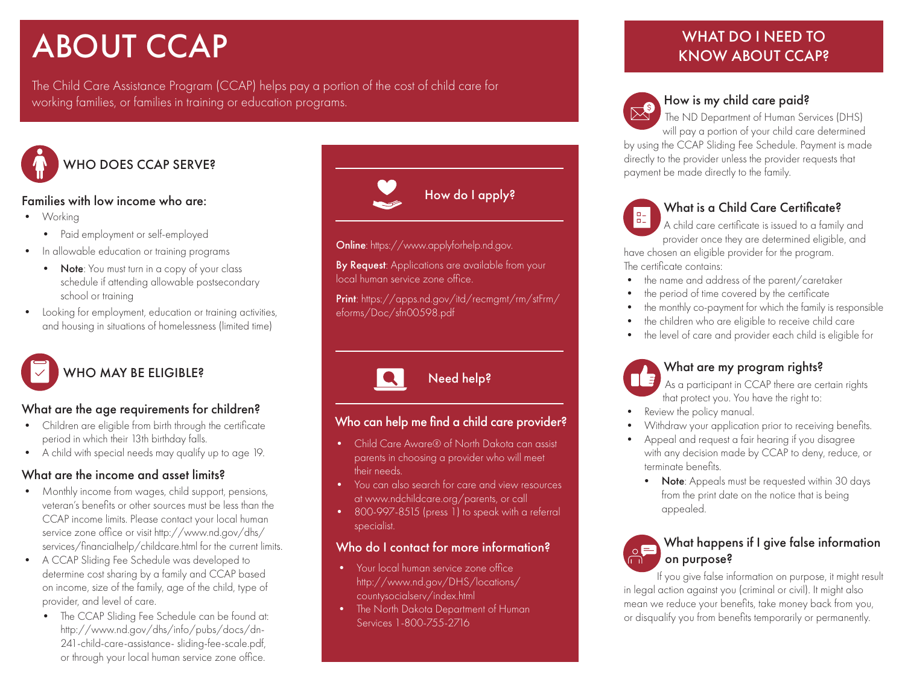# ABOUT CCAP

The Child Care Assistance Program (CCAP) helps pay a portion of the cost of child care for working families, or families in training or education programs.

## WHO DOES CCAP SERVE?

### Families with low income who are:

- Working
  - Paid employment or self-employed
- In allowable education or training programs
  - **Note**: You must turn in a copy of your class schedule if attending allowable postsecondary school or training
- Looking for employment, education or training activities, and housing in situations of homelessness (limited time)

## WHO MAY BE ELIGIBLE?

### What are the age requirements for children?

- Children are eligible from birth through the certificate period in which their 13th birthday falls.
- A child with special needs may qualify up to age 19.

### What are the income and asset limits?

- Monthly income from wages, child support, pensions, veteran's benefits or other sources must be less than the CCAP income limits. Please contact your local human service zone office or visit http://www.nd.gov/dhs/services/financialhelp/childcare.html for the current limits.
- A CCAP Sliding Fee Schedule was developed to determine cost sharing by a family and CCAP based on income, size of the family, age of the child, type of provider, and level of care.
  - The CCAP Sliding Fee Schedule can be found at: http://www.nd.gov/dhs/info/pubs/docs/dn-241-child-care-assistance- sliding-fee-scale.pdf, or through your local human service zone office.

## How do I apply?

**Online**: https://www.applyforhelp.nd.gov.

**By Request**: Applications are available from your local human service zone office.

**Print**: https://apps.nd.gov/itd/recmgmt/rm/stFrm/eforms/Doc/sfn00598.pdf

## Need help?

### Who can help me find a child care provider?

- Child Care Aware® of North Dakota can assist parents in choosing a provider who will meet their needs.
- You can also search for care and view resources at www.ndchildcare.org/parents, or call
- 800-997-8515 (press 1) to speak with a referral specialist.

### Who do I contact for more information?

- Your local human service zone office http://www.nd.gov/DHS/locations/countysocialserv/index.html
- The North Dakota Department of Human Services 1-800-755-2716

## WHAT DO I NEED TO KNOW ABOUT CCAP?

### How is my child care paid?

The ND Department of Human Services (DHS) will pay a portion of your child care determined by using the CCAP Sliding Fee Schedule. Payment is made directly to the provider unless the provider requests that payment be made directly to the family.

### What is a Child Care Certificate?

A child care certificate is issued to a family and provider once they are determined eligible, and have chosen an eligible provider for the program. The certificate contains:

- the name and address of the parent/caretaker
- the period of time covered by the certificate
- the monthly co-payment for which the family is responsible
- the children who are eligible to receive child care
- the level of care and provider each child is eligible for

### What are my program rights?

As a participant in CCAP there are certain rights that protect you. You have the right to:

- Review the policy manual.
- Withdraw your application prior to receiving benefits.
- Appeal and request a fair hearing if you disagree with any decision made by CCAP to deny, reduce, or terminate benefits.
  - **Note**: Appeals must be requested within 30 days from the print date on the notice that is being appealed.

### What happens if I give false information on purpose?

If you give false information on purpose, it might result in legal action against you (criminal or civil). It might also mean we reduce your benefits, take money back from you, or disqualify you from benefits temporarily or permanently.